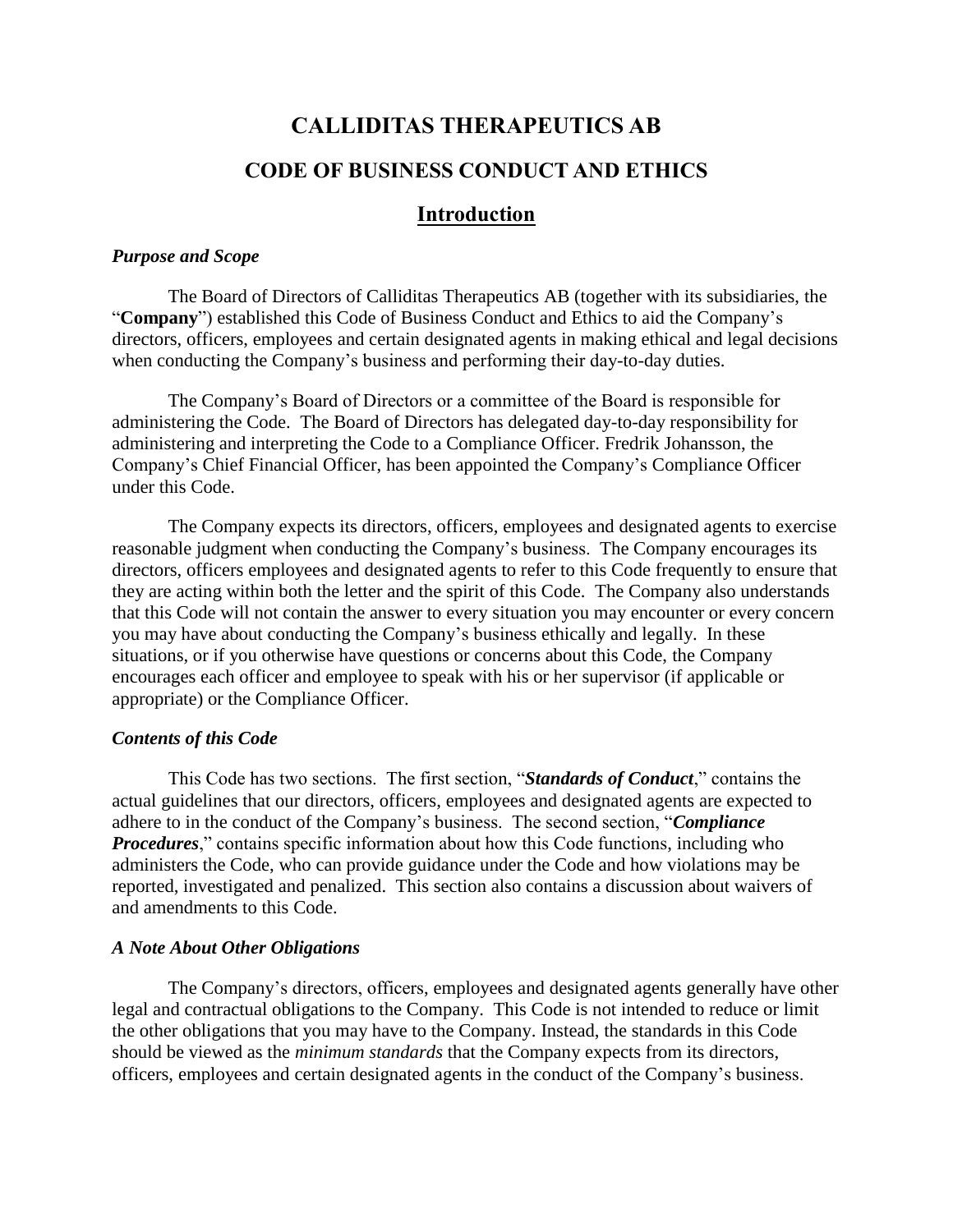# CALLIDITAS THERAPEUTICS AB

## CODE OF BUSINESS CONDUCT AND ETHICS

## Introduction

### *Purpose and Scope*

The Board of Directors of Calliditas Therapeutics AB (together with its subsidiaries, the "**Company**") established this Code of Business Conduct and Ethics to aid the Company's directors, officers, employees and certain designated agents in making ethical and legal decisions when conducting the Company's business and performing their day-to-day duties.

The Company's Board of Directors or a committee of the Board is responsible for administering the Code. The Board of Directors has delegated day-to-day responsibility for administering and interpreting the Code to a Compliance Officer. Fredrik Johansson, the Company's Chief Financial Officer, has been appointed the Company's Compliance Officer under this Code.

The Company expects its directors, officers, employees and designated agents to exercise reasonable judgment when conducting the Company's business. The Company encourages its directors, officers employees and designated agents to refer to this Code frequently to ensure that they are acting within both the letter and the spirit of this Code. The Company also understands that this Code will not contain the answer to every situation you may encounter or every concern you may have about conducting the Company's business ethically and legally. In these situations, or if you otherwise have questions or concerns about this Code, the Company encourages each officer and employee to speak with his or her supervisor (if applicable or appropriate) or the Compliance Officer.

### *Contents of this Code*

This Code has two sections. The first section, "***Standards of Conduct***," contains the actual guidelines that our directors, officers, employees and designated agents are expected to adhere to in the conduct of the Company's business. The second section, "***Compliance Procedures***," contains specific information about how this Code functions, including who administers the Code, who can provide guidance under the Code and how violations may be reported, investigated and penalized. This section also contains a discussion about waivers of and amendments to this Code.

### *A Note About Other Obligations*

The Company's directors, officers, employees and designated agents generally have other legal and contractual obligations to the Company. This Code is not intended to reduce or limit the other obligations that you may have to the Company. Instead, the standards in this Code should be viewed as the *minimum standards* that the Company expects from its directors, officers, employees and certain designated agents in the conduct of the Company's business.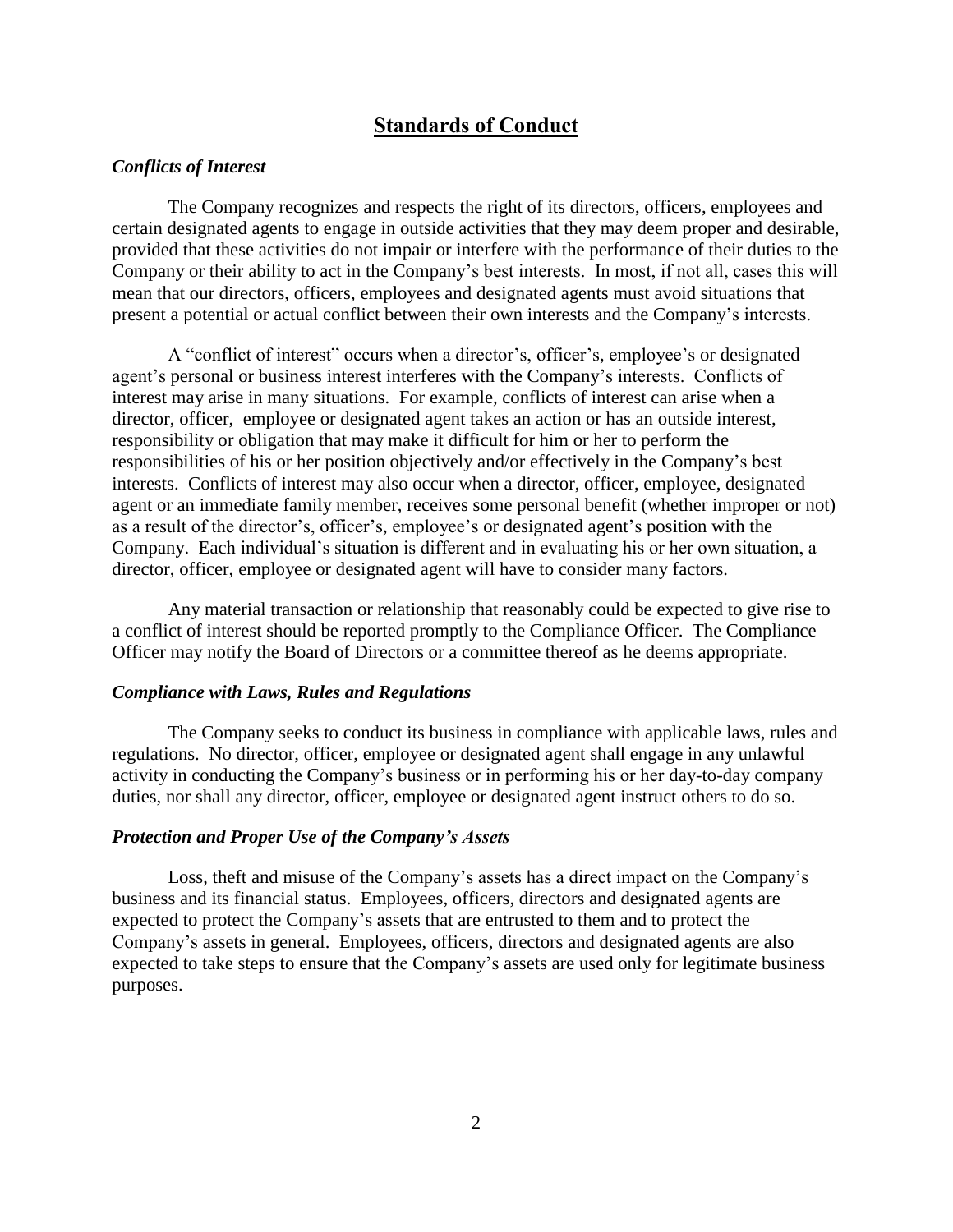# Standards of Conduct

### *Conflicts of Interest*

The Company recognizes and respects the right of its directors, officers, employees and certain designated agents to engage in outside activities that they may deem proper and desirable, provided that these activities do not impair or interfere with the performance of their duties to the Company or their ability to act in the Company's best interests. In most, if not all, cases this will mean that our directors, officers, employees and designated agents must avoid situations that present a potential or actual conflict between their own interests and the Company's interests.

A "conflict of interest" occurs when a director's, officer's, employee's or designated agent's personal or business interest interferes with the Company's interests. Conflicts of interest may arise in many situations. For example, conflicts of interest can arise when a director, officer, employee or designated agent takes an action or has an outside interest, responsibility or obligation that may make it difficult for him or her to perform the responsibilities of his or her position objectively and/or effectively in the Company's best interests. Conflicts of interest may also occur when a director, officer, employee, designated agent or an immediate family member, receives some personal benefit (whether improper or not) as a result of the director's, officer's, employee's or designated agent's position with the Company. Each individual's situation is different and in evaluating his or her own situation, a director, officer, employee or designated agent will have to consider many factors.

Any material transaction or relationship that reasonably could be expected to give rise to a conflict of interest should be reported promptly to the Compliance Officer. The Compliance Officer may notify the Board of Directors or a committee thereof as he deems appropriate.

### *Compliance with Laws, Rules and Regulations*

The Company seeks to conduct its business in compliance with applicable laws, rules and regulations. No director, officer, employee or designated agent shall engage in any unlawful activity in conducting the Company's business or in performing his or her day-to-day company duties, nor shall any director, officer, employee or designated agent instruct others to do so.

### *Protection and Proper Use of the Company's Assets*

Loss, theft and misuse of the Company's assets has a direct impact on the Company's business and its financial status. Employees, officers, directors and designated agents are expected to protect the Company's assets that are entrusted to them and to protect the Company's assets in general. Employees, officers, directors and designated agents are also expected to take steps to ensure that the Company's assets are used only for legitimate business purposes.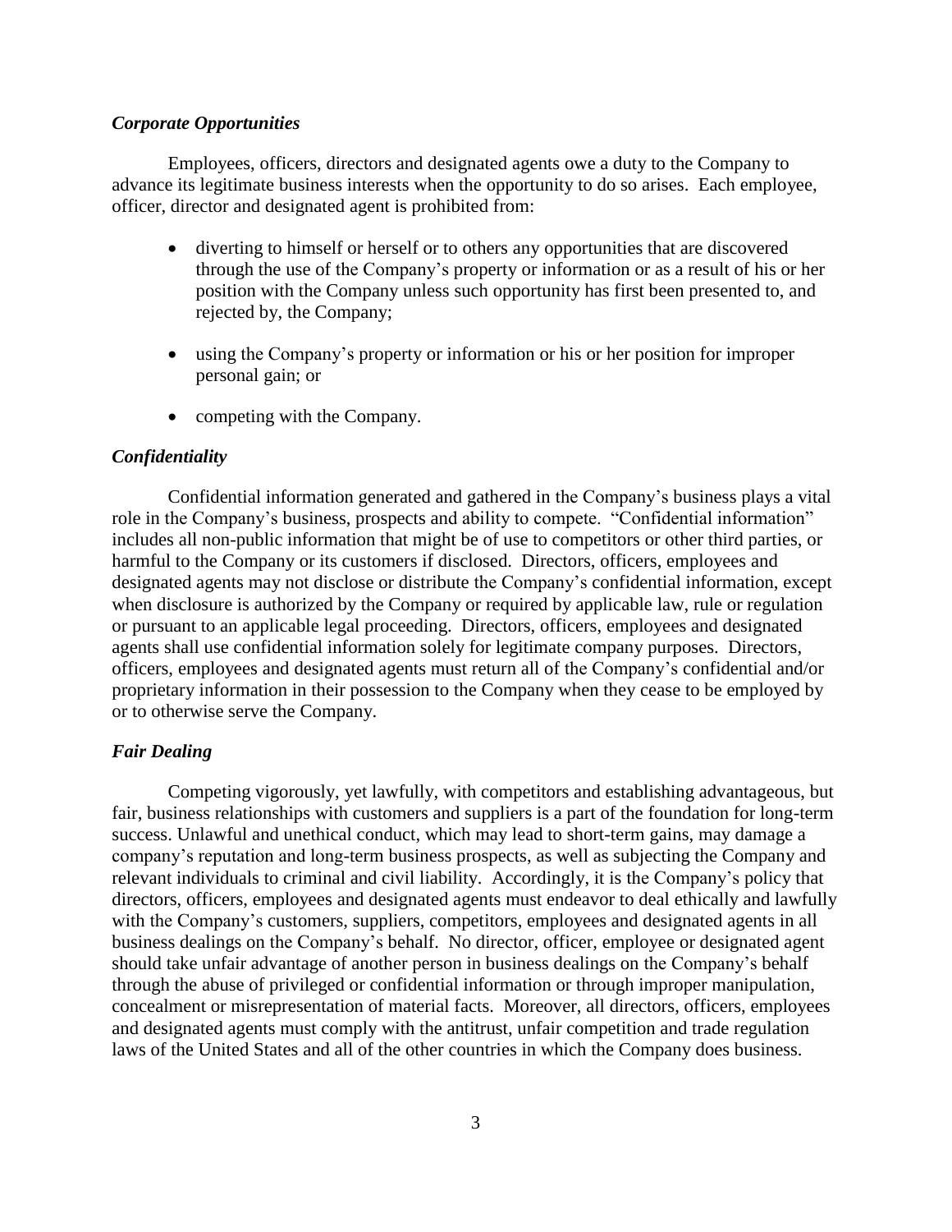### *Corporate Opportunities*

Employees, officers, directors and designated agents owe a duty to the Company to advance its legitimate business interests when the opportunity to do so arises. Each employee, officer, director and designated agent is prohibited from:

- diverting to himself or herself or to others any opportunities that are discovered through the use of the Company's property or information or as a result of his or her position with the Company unless such opportunity has first been presented to, and rejected by, the Company;
- using the Company's property or information or his or her position for improper personal gain; or
- competing with the Company.

### *Confidentiality*

Confidential information generated and gathered in the Company's business plays a vital role in the Company's business, prospects and ability to compete. "Confidential information" includes all non-public information that might be of use to competitors or other third parties, or harmful to the Company or its customers if disclosed. Directors, officers, employees and designated agents may not disclose or distribute the Company's confidential information, except when disclosure is authorized by the Company or required by applicable law, rule or regulation or pursuant to an applicable legal proceeding. Directors, officers, employees and designated agents shall use confidential information solely for legitimate company purposes. Directors, officers, employees and designated agents must return all of the Company's confidential and/or proprietary information in their possession to the Company when they cease to be employed by or to otherwise serve the Company.

### *Fair Dealing*

Competing vigorously, yet lawfully, with competitors and establishing advantageous, but fair, business relationships with customers and suppliers is a part of the foundation for long-term success. Unlawful and unethical conduct, which may lead to short-term gains, may damage a company's reputation and long-term business prospects, as well as subjecting the Company and relevant individuals to criminal and civil liability. Accordingly, it is the Company's policy that directors, officers, employees and designated agents must endeavor to deal ethically and lawfully with the Company's customers, suppliers, competitors, employees and designated agents in all business dealings on the Company's behalf. No director, officer, employee or designated agent should take unfair advantage of another person in business dealings on the Company's behalf through the abuse of privileged or confidential information or through improper manipulation, concealment or misrepresentation of material facts. Moreover, all directors, officers, employees and designated agents must comply with the antitrust, unfair competition and trade regulation laws of the United States and all of the other countries in which the Company does business.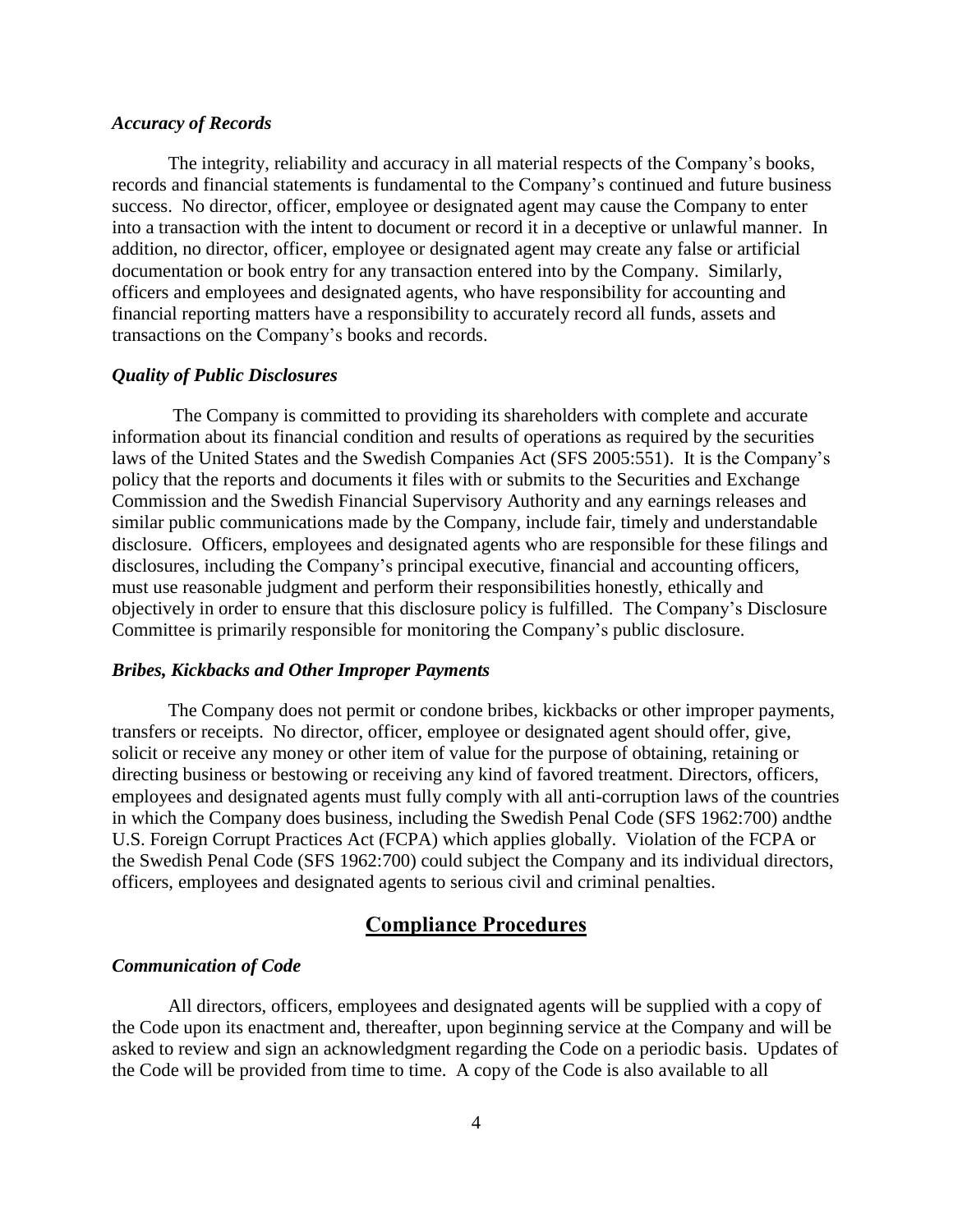### *Accuracy of Records*

The integrity, reliability and accuracy in all material respects of the Company's books, records and financial statements is fundamental to the Company's continued and future business success. No director, officer, employee or designated agent may cause the Company to enter into a transaction with the intent to document or record it in a deceptive or unlawful manner. In addition, no director, officer, employee or designated agent may create any false or artificial documentation or book entry for any transaction entered into by the Company. Similarly, officers and employees and designated agents, who have responsibility for accounting and financial reporting matters have a responsibility to accurately record all funds, assets and transactions on the Company's books and records.

### *Quality of Public Disclosures*

The Company is committed to providing its shareholders with complete and accurate information about its financial condition and results of operations as required by the securities laws of the United States and the Swedish Companies Act (SFS 2005:551). It is the Company's policy that the reports and documents it files with or submits to the Securities and Exchange Commission and the Swedish Financial Supervisory Authority and any earnings releases and similar public communications made by the Company, include fair, timely and understandable disclosure. Officers, employees and designated agents who are responsible for these filings and disclosures, including the Company's principal executive, financial and accounting officers, must use reasonable judgment and perform their responsibilities honestly, ethically and objectively in order to ensure that this disclosure policy is fulfilled. The Company's Disclosure Committee is primarily responsible for monitoring the Company's public disclosure.

### *Bribes, Kickbacks and Other Improper Payments*

The Company does not permit or condone bribes, kickbacks or other improper payments, transfers or receipts. No director, officer, employee or designated agent should offer, give, solicit or receive any money or other item of value for the purpose of obtaining, retaining or directing business or bestowing or receiving any kind of favored treatment. Directors, officers, employees and designated agents must fully comply with all anti-corruption laws of the countries in which the Company does business, including the Swedish Penal Code (SFS 1962:700) andthe U.S. Foreign Corrupt Practices Act (FCPA) which applies globally. Violation of the FCPA or the Swedish Penal Code (SFS 1962:700) could subject the Company and its individual directors, officers, employees and designated agents to serious civil and criminal penalties.

## Compliance Procedures

### *Communication of Code*

All directors, officers, employees and designated agents will be supplied with a copy of the Code upon its enactment and, thereafter, upon beginning service at the Company and will be asked to review and sign an acknowledgment regarding the Code on a periodic basis. Updates of the Code will be provided from time to time. A copy of the Code is also available to all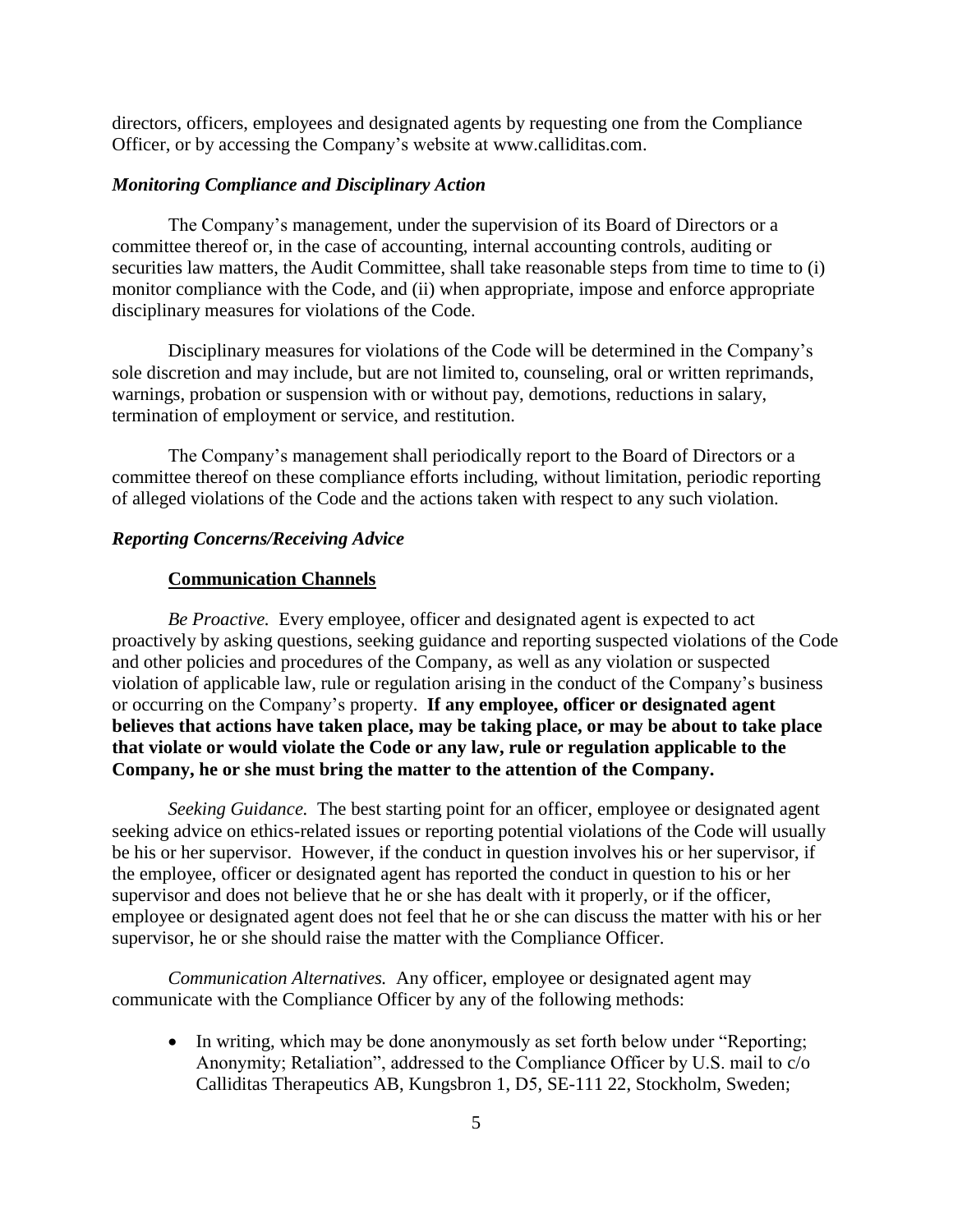directors, officers, employees and designated agents by requesting one from the Compliance Officer, or by accessing the Company's website at www.calliditas.com.

### *Monitoring Compliance and Disciplinary Action*

The Company's management, under the supervision of its Board of Directors or a committee thereof or, in the case of accounting, internal accounting controls, auditing or securities law matters, the Audit Committee, shall take reasonable steps from time to time to (i) monitor compliance with the Code, and (ii) when appropriate, impose and enforce appropriate disciplinary measures for violations of the Code.

Disciplinary measures for violations of the Code will be determined in the Company's sole discretion and may include, but are not limited to, counseling, oral or written reprimands, warnings, probation or suspension with or without pay, demotions, reductions in salary, termination of employment or service, and restitution.

The Company's management shall periodically report to the Board of Directors or a committee thereof on these compliance efforts including, without limitation, periodic reporting of alleged violations of the Code and the actions taken with respect to any such violation.

### *Reporting Concerns/Receiving Advice*

#### Communication Channels

*Be Proactive.* Every employee, officer and designated agent is expected to act proactively by asking questions, seeking guidance and reporting suspected violations of the Code and other policies and procedures of the Company, as well as any violation or suspected violation of applicable law, rule or regulation arising in the conduct of the Company's business or occurring on the Company's property. **If any employee, officer or designated agent believes that actions have taken place, may be taking place, or may be about to take place that violate or would violate the Code or any law, rule or regulation applicable to the Company, he or she must bring the matter to the attention of the Company.**

*Seeking Guidance.* The best starting point for an officer, employee or designated agent seeking advice on ethics-related issues or reporting potential violations of the Code will usually be his or her supervisor. However, if the conduct in question involves his or her supervisor, if the employee, officer or designated agent has reported the conduct in question to his or her supervisor and does not believe that he or she has dealt with it properly, or if the officer, employee or designated agent does not feel that he or she can discuss the matter with his or her supervisor, he or she should raise the matter with the Compliance Officer.

*Communication Alternatives.* Any officer, employee or designated agent may communicate with the Compliance Officer by any of the following methods:

- In writing, which may be done anonymously as set forth below under "Reporting; Anonymity; Retaliation", addressed to the Compliance Officer by U.S. mail to c/o Calliditas Therapeutics AB, Kungsbron 1, D5, SE-111 22, Stockholm, Sweden;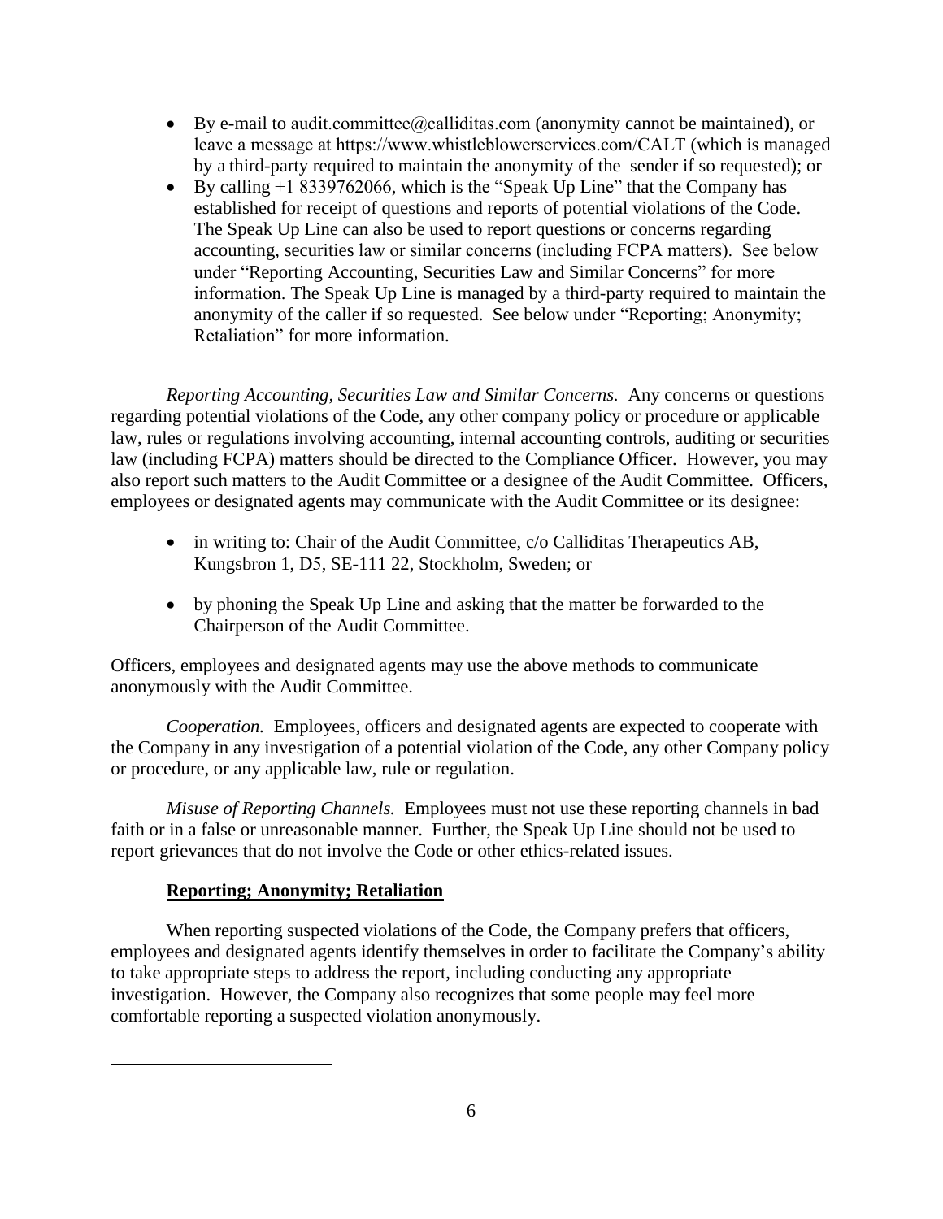- By e-mail to audit.committee@calliditas.com (anonymity cannot be maintained), or leave a message at https://www.whistleblowerservices.com/CALT (which is managed by a third-party required to maintain the anonymity of the sender if so requested); or
- By calling +1 8339762066, which is the "Speak Up Line" that the Company has established for receipt of questions and reports of potential violations of the Code. The Speak Up Line can also be used to report questions or concerns regarding accounting, securities law or similar concerns (including FCPA matters). See below under "Reporting Accounting, Securities Law and Similar Concerns" for more information. The Speak Up Line is managed by a third-party required to maintain the anonymity of the caller if so requested. See below under "Reporting; Anonymity; Retaliation" for more information.

*Reporting Accounting, Securities Law and Similar Concerns.* Any concerns or questions regarding potential violations of the Code, any other company policy or procedure or applicable law, rules or regulations involving accounting, internal accounting controls, auditing or securities law (including FCPA) matters should be directed to the Compliance Officer. However, you may also report such matters to the Audit Committee or a designee of the Audit Committee. Officers, employees or designated agents may communicate with the Audit Committee or its designee:

- in writing to: Chair of the Audit Committee, c/o Calliditas Therapeutics AB, Kungsbron 1, D5, SE-111 22, Stockholm, Sweden; or
- by phoning the Speak Up Line and asking that the matter be forwarded to the Chairperson of the Audit Committee.

Officers, employees and designated agents may use the above methods to communicate anonymously with the Audit Committee.

*Cooperation.* Employees, officers and designated agents are expected to cooperate with the Company in any investigation of a potential violation of the Code, any other Company policy or procedure, or any applicable law, rule or regulation.

*Misuse of Reporting Channels.* Employees must not use these reporting channels in bad faith or in a false or unreasonable manner. Further, the Speak Up Line should not be used to report grievances that do not involve the Code or other ethics-related issues.

**Reporting; Anonymity; Retaliation**

When reporting suspected violations of the Code, the Company prefers that officers, employees and designated agents identify themselves in order to facilitate the Company's ability to take appropriate steps to address the report, including conducting any appropriate investigation. However, the Company also recognizes that some people may feel more comfortable reporting a suspected violation anonymously.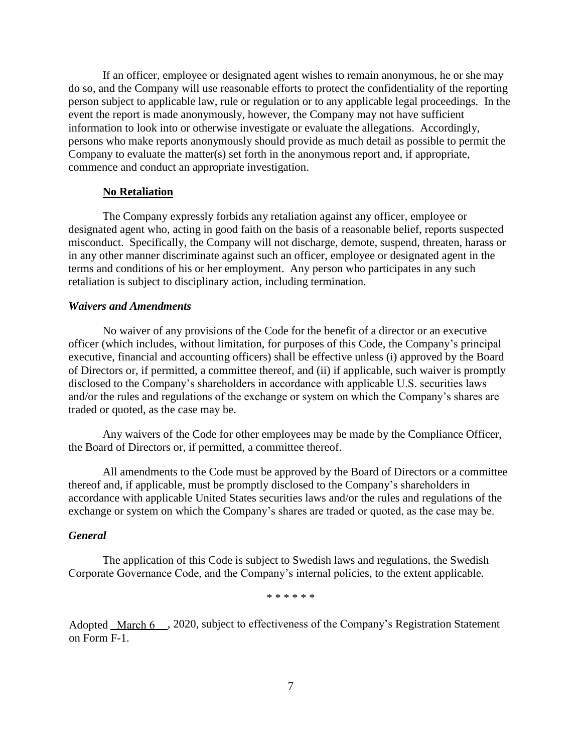If an officer, employee or designated agent wishes to remain anonymous, he or she may do so, and the Company will use reasonable efforts to protect the confidentiality of the reporting person subject to applicable law, rule or regulation or to any applicable legal proceedings. In the event the report is made anonymously, however, the Company may not have sufficient information to look into or otherwise investigate or evaluate the allegations. Accordingly, persons who make reports anonymously should provide as much detail as possible to permit the Company to evaluate the matter(s) set forth in the anonymous report and, if appropriate, commence and conduct an appropriate investigation.

**No Retaliation**

The Company expressly forbids any retaliation against any officer, employee or designated agent who, acting in good faith on the basis of a reasonable belief, reports suspected misconduct. Specifically, the Company will not discharge, demote, suspend, threaten, harass or in any other manner discriminate against such an officer, employee or designated agent in the terms and conditions of his or her employment. Any person who participates in any such retaliation is subject to disciplinary action, including termination.

***Waivers and Amendments***

No waiver of any provisions of the Code for the benefit of a director or an executive officer (which includes, without limitation, for purposes of this Code, the Company's principal executive, financial and accounting officers) shall be effective unless (i) approved by the Board of Directors or, if permitted, a committee thereof, and (ii) if applicable, such waiver is promptly disclosed to the Company's shareholders in accordance with applicable U.S. securities laws and/or the rules and regulations of the exchange or system on which the Company's shares are traded or quoted, as the case may be.

Any waivers of the Code for other employees may be made by the Compliance Officer, the Board of Directors or, if permitted, a committee thereof.

All amendments to the Code must be approved by the Board of Directors or a committee thereof and, if applicable, must be promptly disclosed to the Company's shareholders in accordance with applicable United States securities laws and/or the rules and regulations of the exchange or system on which the Company's shares are traded or quoted, as the case may be.

***General***

The application of this Code is subject to Swedish laws and regulations, the Swedish Corporate Governance Code, and the Company's internal policies, to the extent applicable.

\* \* \* \* \* \*

Adopted March 6, 2020, subject to effectiveness of the Company's Registration Statement on Form F-1.